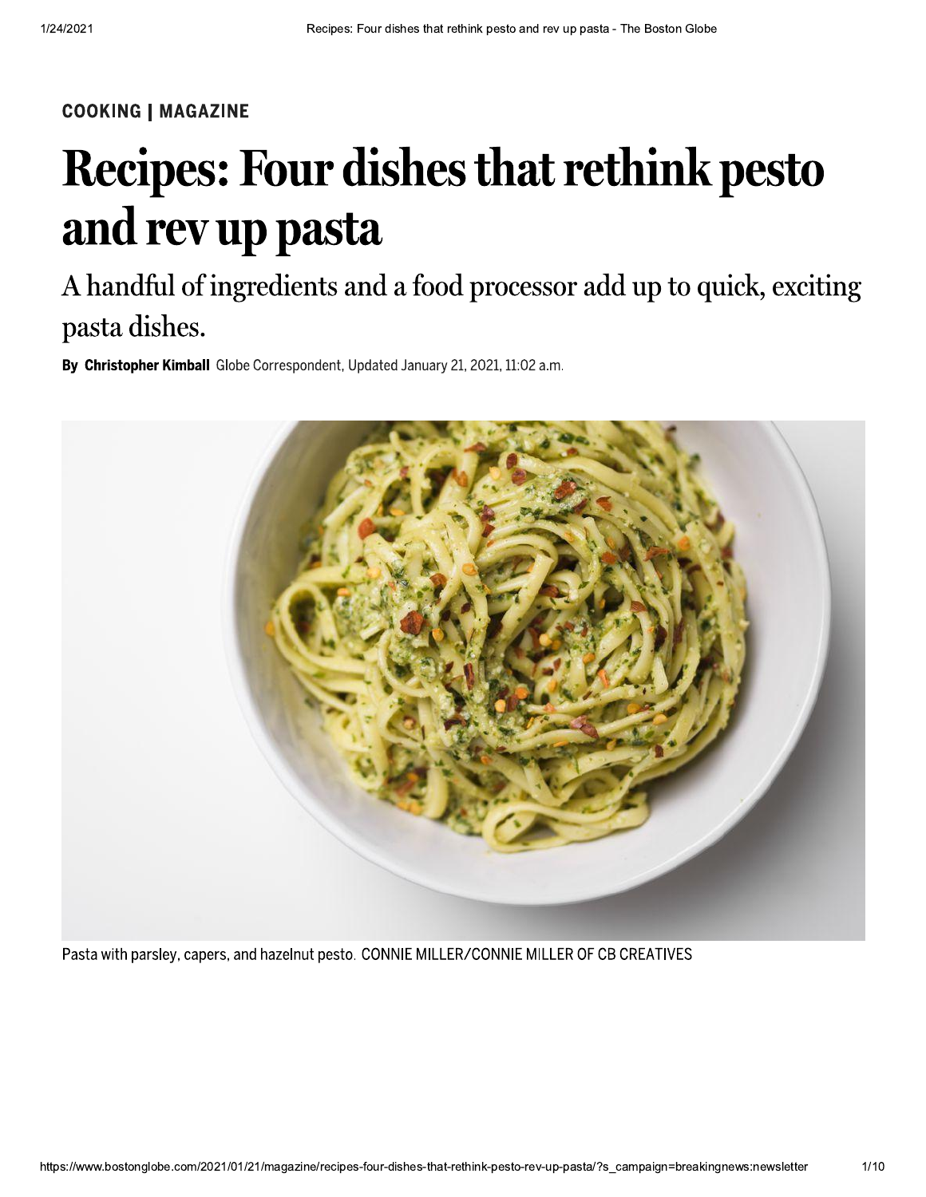COOKING | MAGAZINE

# Recipes: Four dishes that rethink pesto and rev up pasta

## A handful of ingredients and a food processor add up to quick, exciting pasta dishes.

**By Christopher Kimball** Globe Correspondent, Updated January 21, 2021, 11:02 a.m.

Pasta with parsley, capers, and hazelnut pesto. CONNIE MILLER/CONNIE MILLER OF CB CREATIVES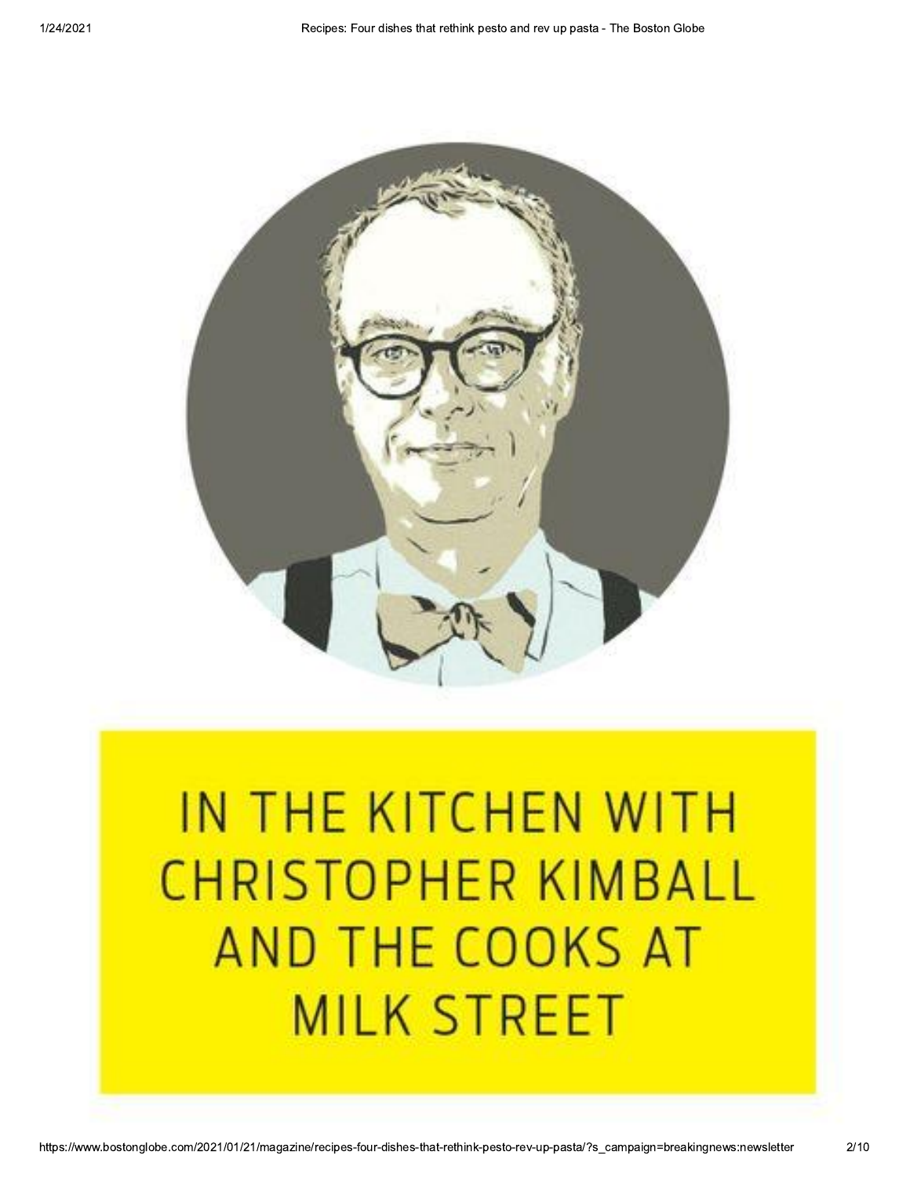IN THE KITCHEN WITH CHRISTOPHER KIMBALL AND THE COOKS AT MILK STREET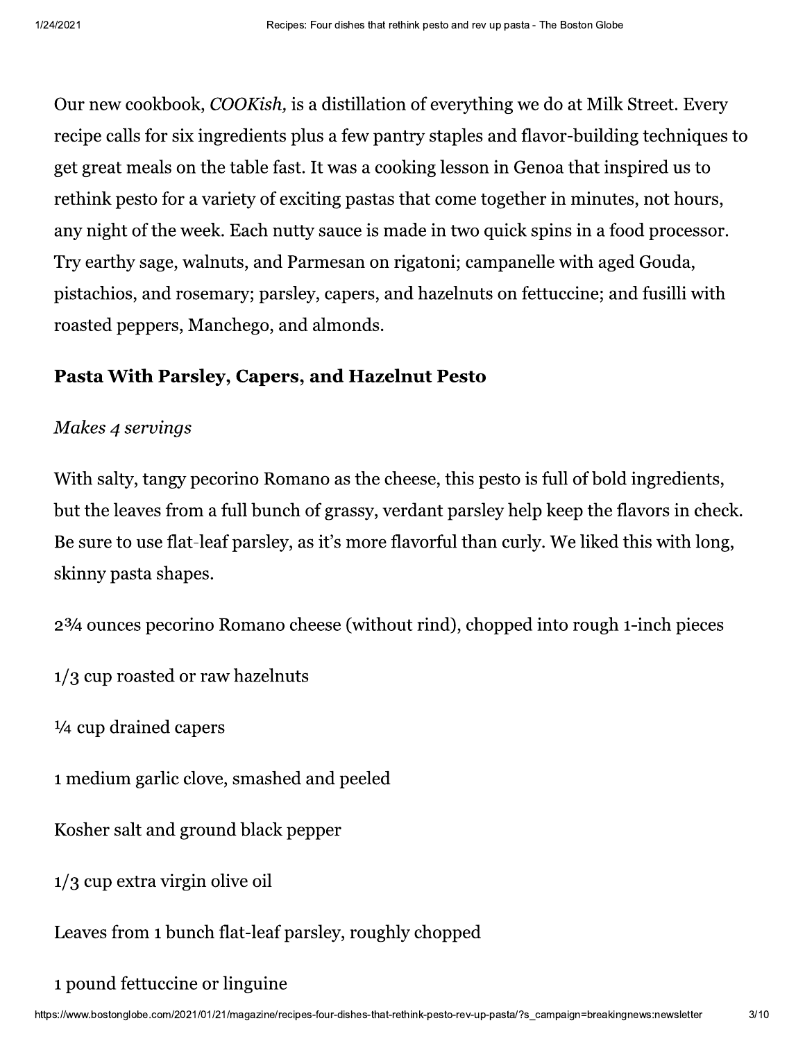Our new cookbook, *COOKish,* is a distillation of everything we do at Milk Street. Every recipe calls for six ingredients plus a few pantry staples and flavor-building techniques to get great meals on the table fast. It was a cooking lesson in Genoa that inspired us to rethink pesto for a variety of exciting pastas that come together in minutes, not hours, any night of the week. Each nutty sauce is made in two quick spins in a food processor. Try earthy sage, walnuts, and Parmesan on rigatoni; campanelle with aged Gouda, pistachios, and rosemary; parsley, capers, and hazelnuts on fettuccine; and fusilli with roasted peppers, Manchego, and almonds.

### Pasta With Parsley, Capers, and Hazelnut Pesto

*Makes 4 servings*

With salty, tangy pecorino Romano as the cheese, this pesto is full of bold ingredients, but the leaves from a full bunch of grassy, verdant parsley help keep the flavors in check. Be sure to use flat-leaf parsley, as it's more flavorful than curly. We liked this with long, skinny pasta shapes.

2¾ ounces pecorino Romano cheese (without rind), chopped into rough 1-inch pieces

1/3 cup roasted or raw hazelnuts

¼ cup drained capers

1 medium garlic clove, smashed and peeled

Kosher salt and ground black pepper

1/3 cup extra virgin olive oil

Leaves from 1 bunch flat-leaf parsley, roughly chopped

1 pound fettuccine or linguine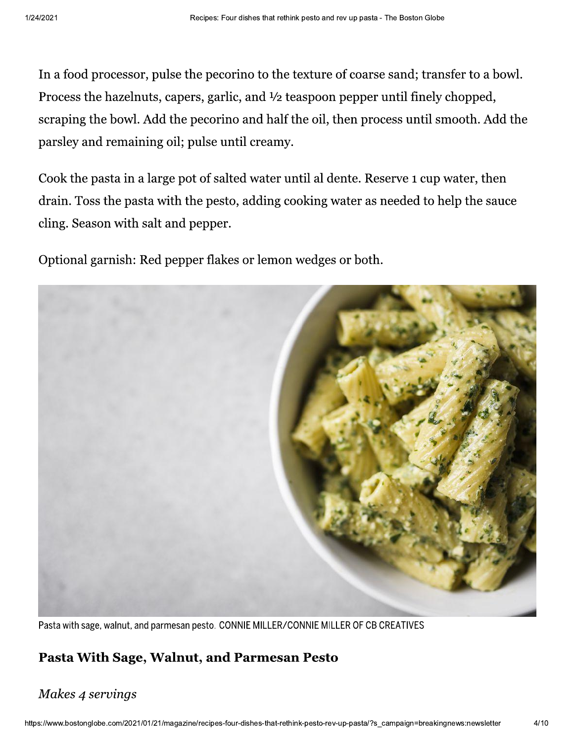In a food processor, pulse the pecorino to the texture of coarse sand; transfer to a bowl. Process the hazelnuts, capers, garlic, and ½ teaspoon pepper until finely chopped, scraping the bowl. Add the pecorino and half the oil, then process until smooth. Add the parsley and remaining oil; pulse until creamy.

Cook the pasta in a large pot of salted water until al dente. Reserve 1 cup water, then drain. Toss the pasta with the pesto, adding cooking water as needed to help the sauce cling. Season with salt and pepper.

Optional garnish: Red pepper flakes or lemon wedges or both.

Pasta with sage, walnut, and parmesan pesto. CONNIE MILLER/CONNIE MILLER OF CB CREATIVES

## Pasta With Sage, Walnut, and Parmesan Pesto

*Makes 4 servings*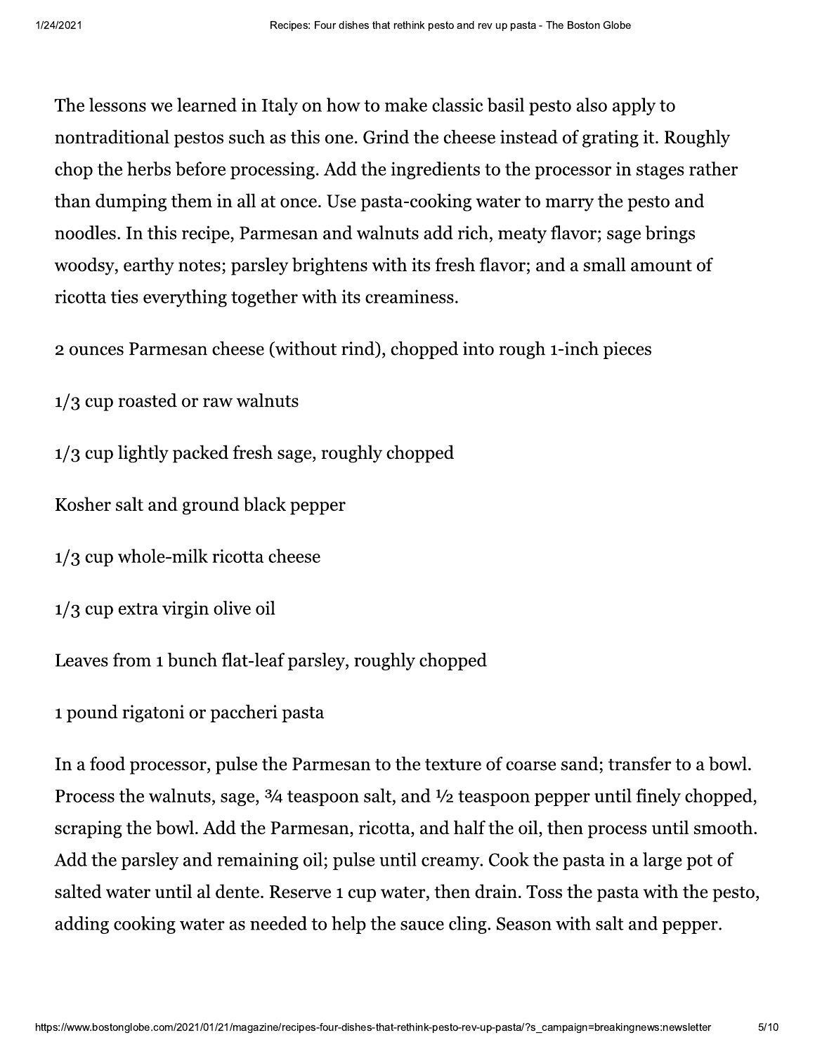The lessons we learned in Italy on how to make classic basil pesto also apply to nontraditional pestos such as this one. Grind the cheese instead of grating it. Roughly chop the herbs before processing. Add the ingredients to the processor in stages rather than dumping them in all at once. Use pasta-cooking water to marry the pesto and noodles. In this recipe, Parmesan and walnuts add rich, meaty flavor; sage brings woodsy, earthy notes; parsley brightens with its fresh flavor; and a small amount of ricotta ties everything together with its creaminess.

2 ounces Parmesan cheese (without rind), chopped into rough 1-inch pieces

1/3 cup roasted or raw walnuts

1/3 cup lightly packed fresh sage, roughly chopped

Kosher salt and ground black pepper

1/3 cup whole-milk ricotta cheese

1/3 cup extra virgin olive oil

Leaves from 1 bunch flat-leaf parsley, roughly chopped

1 pound rigatoni or paccheri pasta

In a food processor, pulse the Parmesan to the texture of coarse sand; transfer to a bowl. Process the walnuts, sage, ¾ teaspoon salt, and ½ teaspoon pepper until finely chopped, scraping the bowl. Add the Parmesan, ricotta, and half the oil, then process until smooth. Add the parsley and remaining oil; pulse until creamy. Cook the pasta in a large pot of salted water until al dente. Reserve 1 cup water, then drain. Toss the pasta with the pesto, adding cooking water as needed to help the sauce cling. Season with salt and pepper.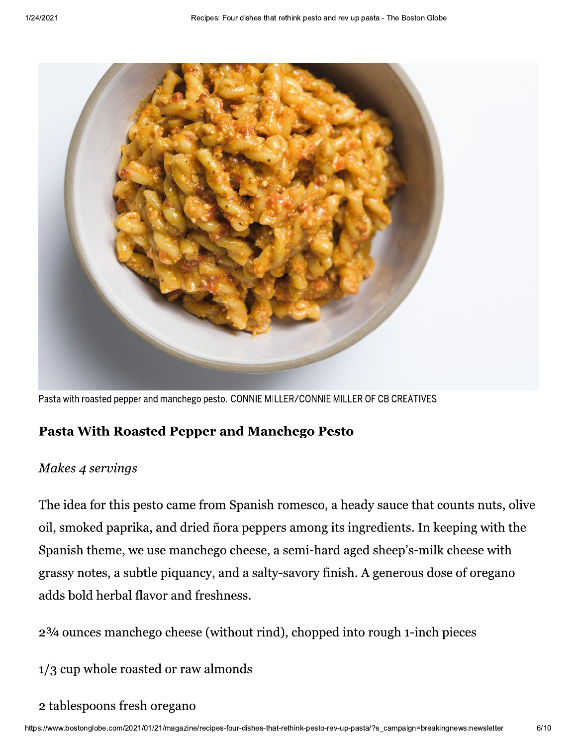Pasta with roasted pepper and manchego pesto. CONNIE MILLER/CONNIE MILLER OF CB CREATIVES

### Pasta With Roasted Pepper and Manchego Pesto

*Makes 4 servings*

The idea for this pesto came from Spanish romesco, a heady sauce that counts nuts, olive oil, smoked paprika, and dried ñora peppers among its ingredients. In keeping with the Spanish theme, we use manchego cheese, a semi-hard aged sheep's-milk cheese with grassy notes, a subtle piquancy, and a salty-savory finish. A generous dose of oregano adds bold herbal flavor and freshness.

2¾ ounces manchego cheese (without rind), chopped into rough 1-inch pieces

1/3 cup whole roasted or raw almonds

2 tablespoons fresh oregano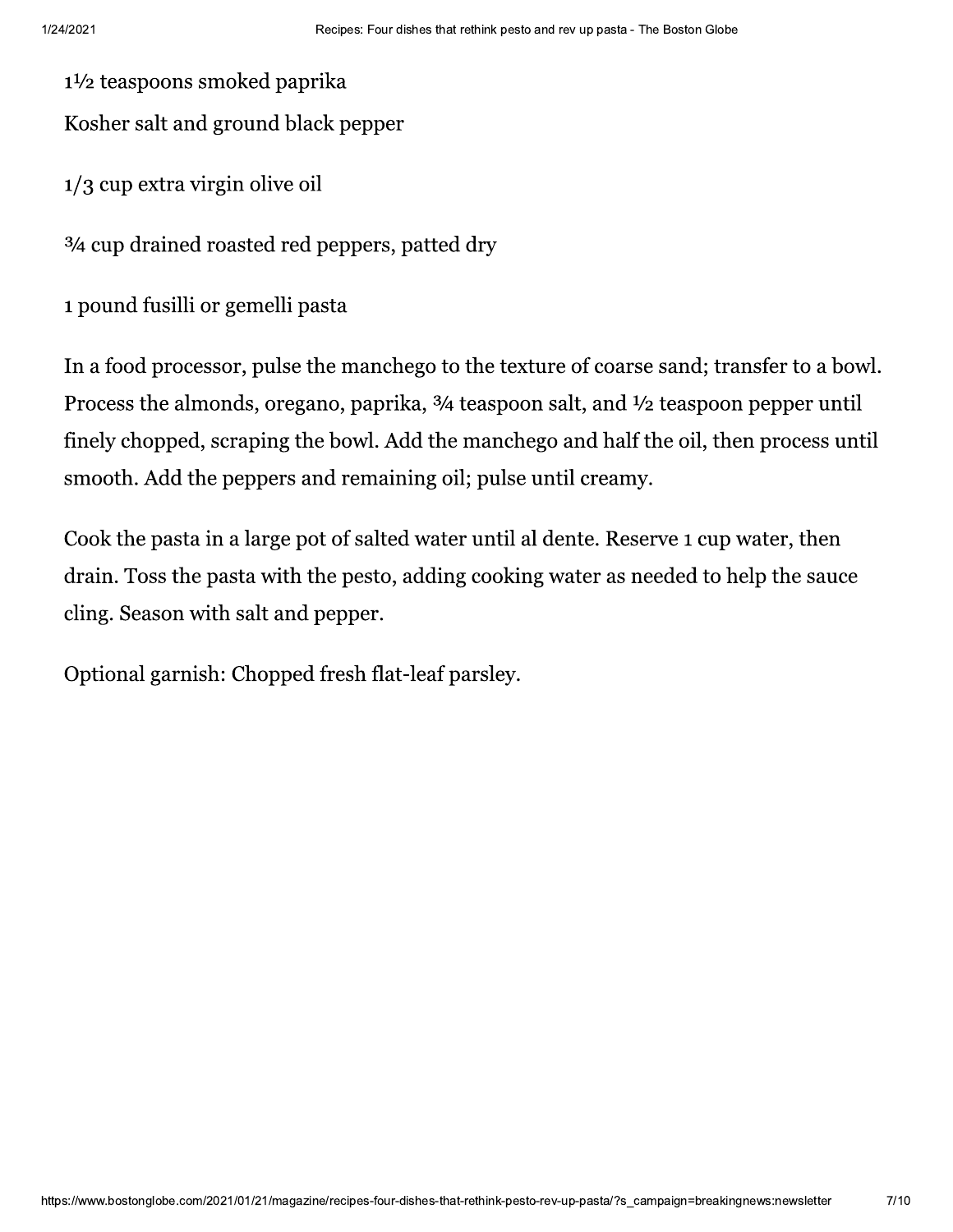1½ teaspoons smoked paprika

Kosher salt and ground black pepper

1/3 cup extra virgin olive oil

¾ cup drained roasted red peppers, patted dry

1 pound fusilli or gemelli pasta

In a food processor, pulse the manchego to the texture of coarse sand; transfer to a bowl. Process the almonds, oregano, paprika, ¾ teaspoon salt, and ½ teaspoon pepper until finely chopped, scraping the bowl. Add the manchego and half the oil, then process until smooth. Add the peppers and remaining oil; pulse until creamy.

Cook the pasta in a large pot of salted water until al dente. Reserve 1 cup water, then drain. Toss the pasta with the pesto, adding cooking water as needed to help the sauce cling. Season with salt and pepper.

Optional garnish: Chopped fresh flat-leaf parsley.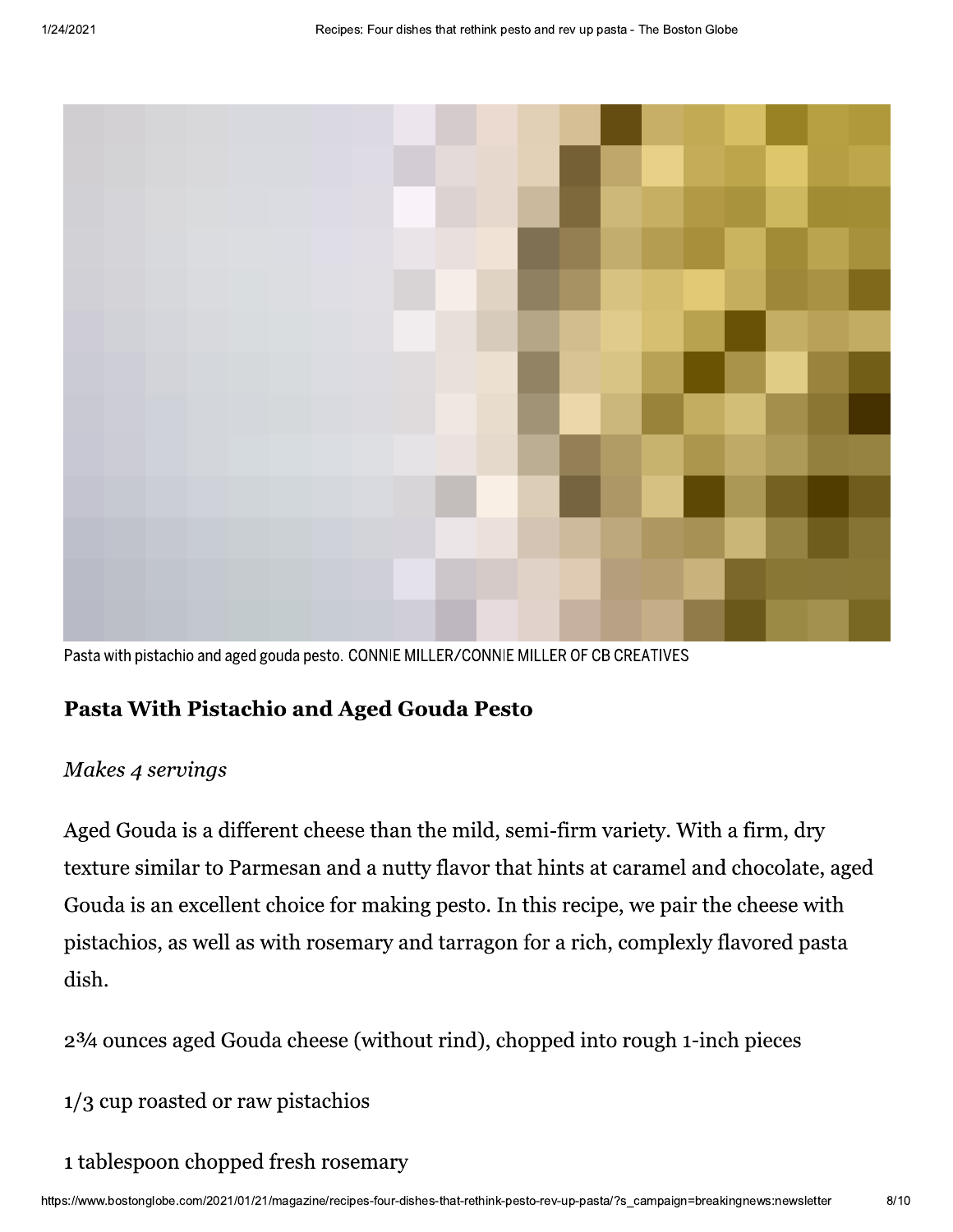Pasta with pistachio and aged gouda pesto. CONNIE MILLER/CONNIE MILLER OF CB CREATIVES

## Pasta With Pistachio and Aged Gouda Pesto

*Makes 4 servings*

Aged Gouda is a different cheese than the mild, semi-firm variety. With a firm, dry texture similar to Parmesan and a nutty flavor that hints at caramel and chocolate, aged Gouda is an excellent choice for making pesto. In this recipe, we pair the cheese with pistachios, as well as with rosemary and tarragon for a rich, complexly flavored pasta dish.

2¾ ounces aged Gouda cheese (without rind), chopped into rough 1-inch pieces

1/3 cup roasted or raw pistachios

1 tablespoon chopped fresh rosemary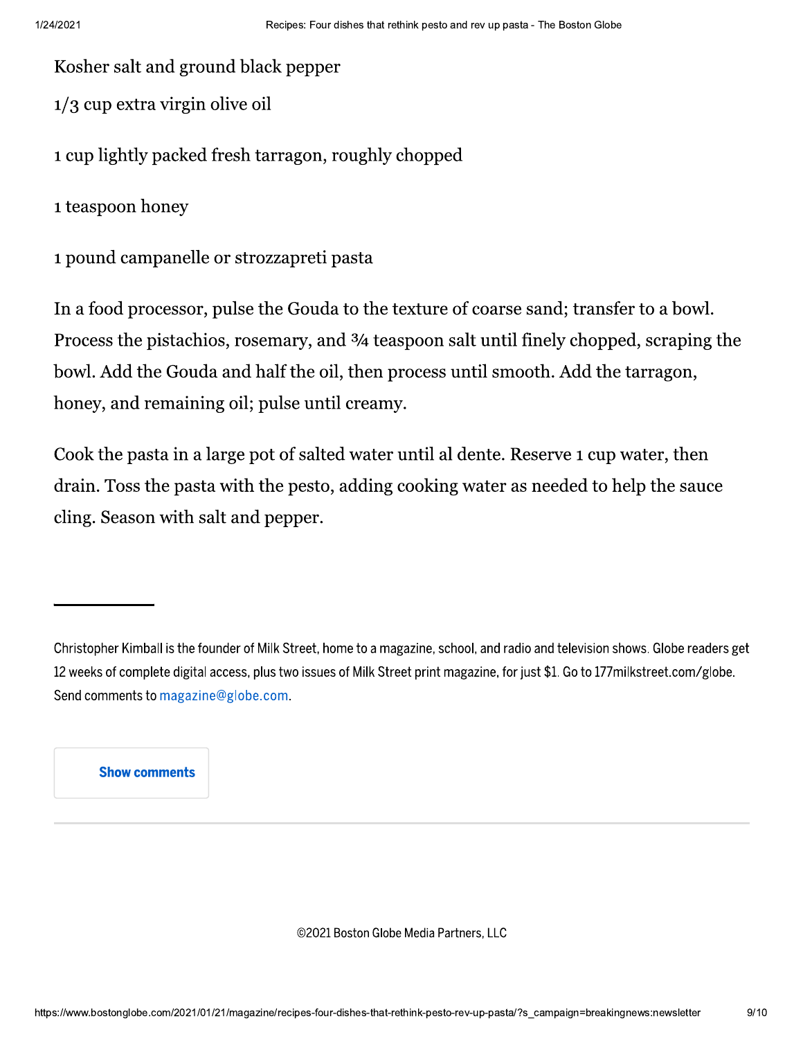Kosher salt and ground black pepper

1/3 cup extra virgin olive oil

1 cup lightly packed fresh tarragon, roughly chopped

1 teaspoon honey

1 pound campanelle or strozzapreti pasta

In a food processor, pulse the Gouda to the texture of coarse sand; transfer to a bowl. Process the pistachios, rosemary, and ¾ teaspoon salt until finely chopped, scraping the bowl. Add the Gouda and half the oil, then process until smooth. Add the tarragon, honey, and remaining oil; pulse until creamy.

Cook the pasta in a large pot of salted water until al dente. Reserve 1 cup water, then drain. Toss the pasta with the pesto, adding cooking water as needed to help the sauce cling. Season with salt and pepper.

---

Christopher Kimball is the founder of Milk Street, home to a magazine, school, and radio and television shows. Globe readers get 12 weeks of complete digital access, plus two issues of Milk Street print magazine, for just $1. Go to 177milkstreet.com/globe. Send comments to magazine@globe.com.

Show comments

©2021 Boston Globe Media Partners, LLC